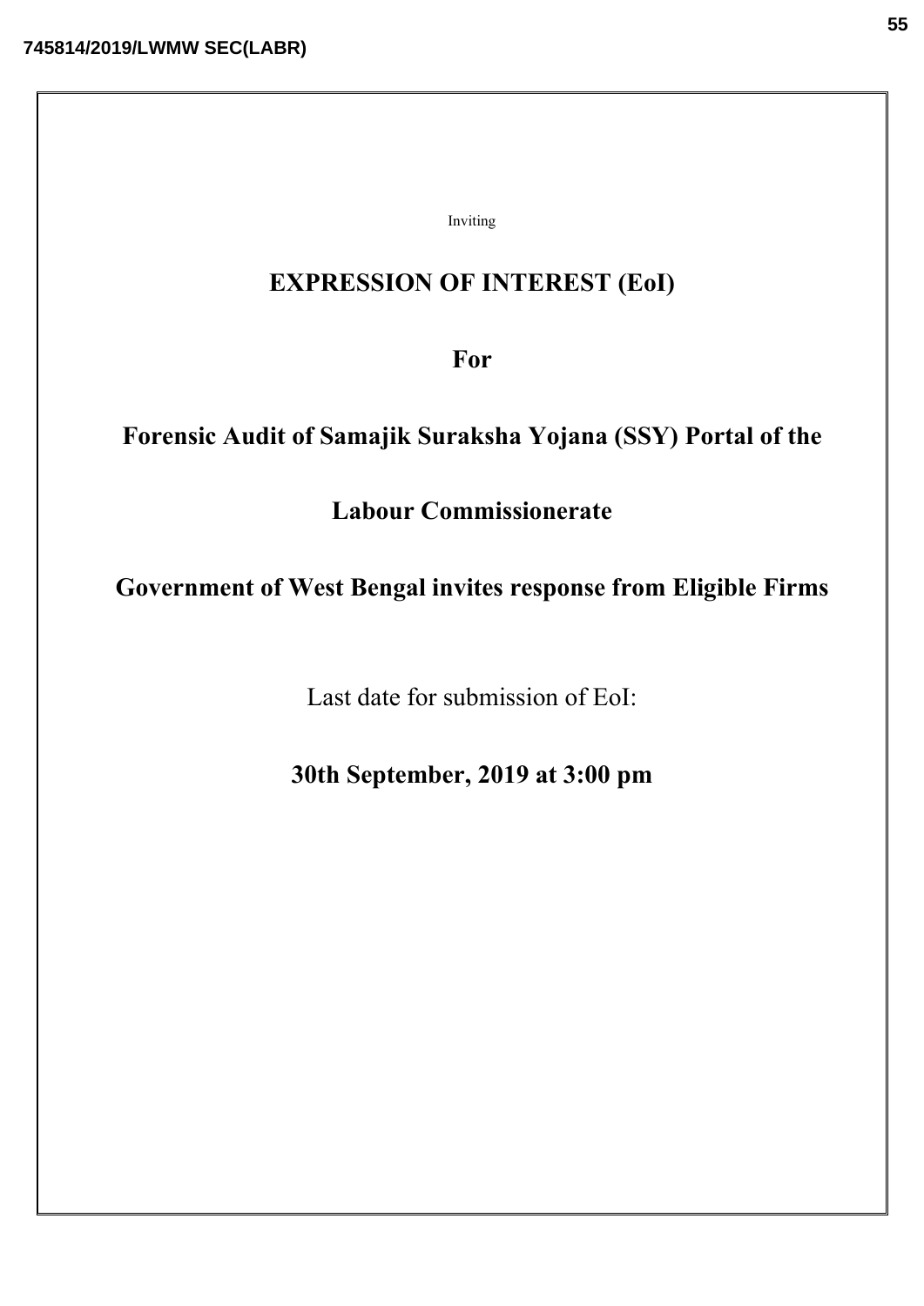Inviting

# EXPRESSION OF INTEREST (EoI)

**For**

**Forensic Audit of Samajik Suraksha Yojana (SSY) Portal of the**

**Labour Commissionerate**

**Government of West Bengal invites response from Eligible Firms**

Last date for submission of EoI:

**30th September, 2019 at 3:00 pm**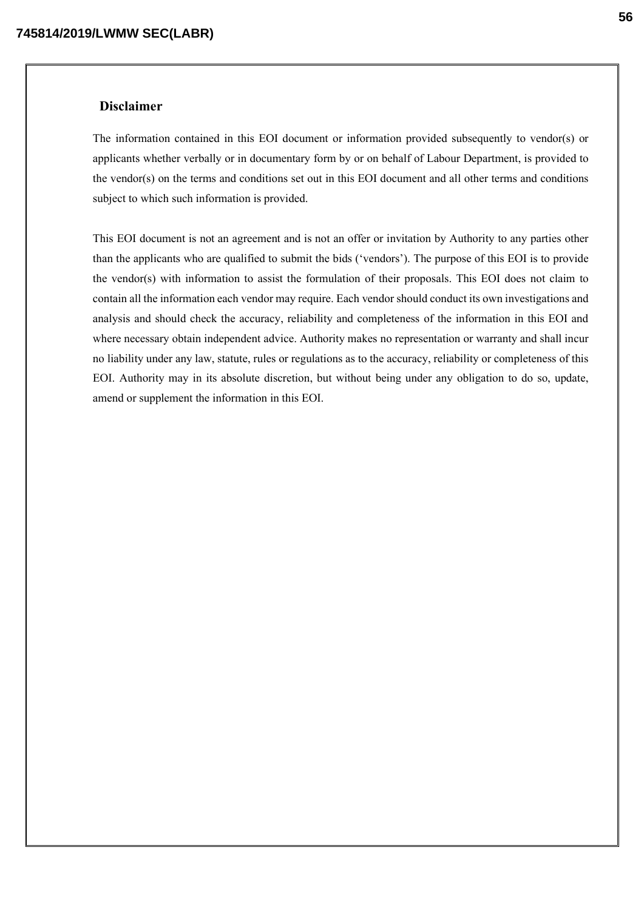## Disclaimer

The information contained in this EOI document or information provided subsequently to vendor(s) or applicants whether verbally or in documentary form by or on behalf of Labour Department, is provided to the vendor(s) on the terms and conditions set out in this EOI document and all other terms and conditions subject to which such information is provided.

This EOI document is not an agreement and is not an offer or invitation by Authority to any parties other than the applicants who are qualified to submit the bids ('vendors'). The purpose of this EOI is to provide the vendor(s) with information to assist the formulation of their proposals. This EOI does not claim to contain all the information each vendor may require. Each vendor should conduct its own investigations and analysis and should check the accuracy, reliability and completeness of the information in this EOI and where necessary obtain independent advice. Authority makes no representation or warranty and shall incur no liability under any law, statute, rules or regulations as to the accuracy, reliability or completeness of this EOI. Authority may in its absolute discretion, but without being under any obligation to do so, update, amend or supplement the information in this EOI.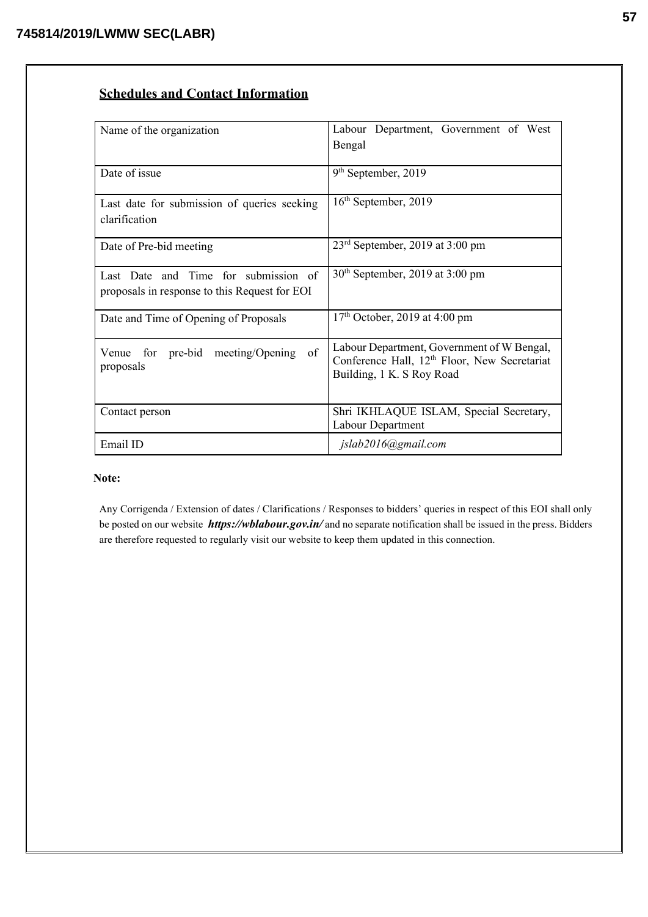## Schedules and Contact Information

| | |
|---|---|
| Name of the organization | Labour Department, Government of West Bengal |
| Date of issue | 9th September, 2019 |
| Last date for submission of queries seeking clarification | 16th September, 2019 |
| Date of Pre-bid meeting | 23rd September, 2019 at 3:00 pm |
| Last Date and Time for submission of proposals in response to this Request for EOI | 30th September, 2019 at 3:00 pm |
| Date and Time of Opening of Proposals | 17th October, 2019 at 4:00 pm |
| Venue for pre-bid meeting/Opening of proposals | Labour Department, Government of W Bengal, Conference Hall, 12th Floor, New Secretariat Building, 1 K. S Roy Road |
| Contact person | Shri IKHLAQUE ISLAM, Special Secretary, Labour Department |
| Email ID | *jslab2016@gmail.com* |

**Note:**

Any Corrigenda / Extension of dates / Clarifications / Responses to bidders' queries in respect of this EOI shall only be posted on our website ***https://wblabour.gov.in/*** and no separate notification shall be issued in the press. Bidders are therefore requested to regularly visit our website to keep them updated in this connection.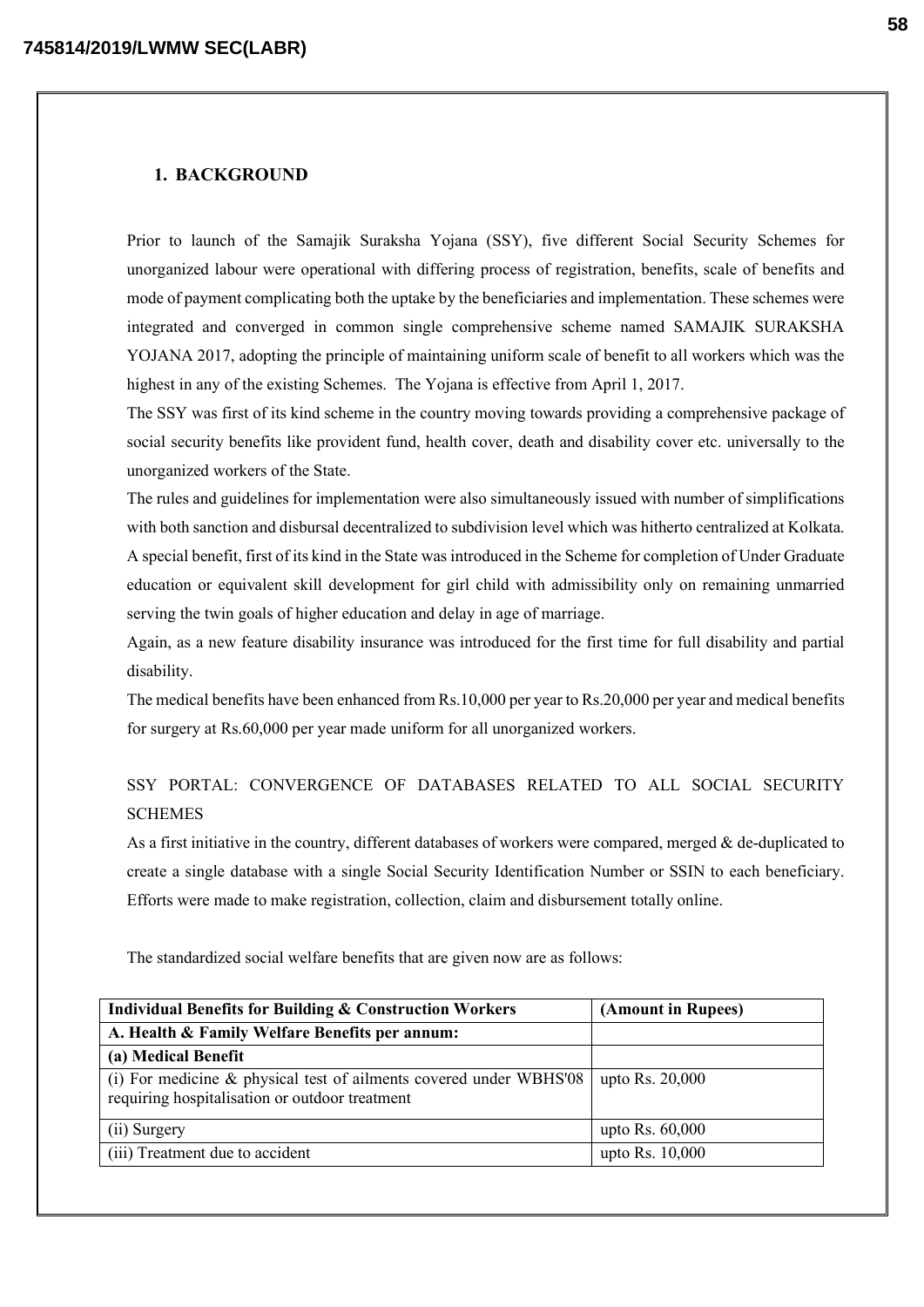## 1. BACKGROUND

Prior to launch of the Samajik Suraksha Yojana (SSY), five different Social Security Schemes for unorganized labour were operational with differing process of registration, benefits, scale of benefits and mode of payment complicating both the uptake by the beneficiaries and implementation. These schemes were integrated and converged in common single comprehensive scheme named SAMAJIK SURAKSHA YOJANA 2017, adopting the principle of maintaining uniform scale of benefit to all workers which was the highest in any of the existing Schemes. The Yojana is effective from April 1, 2017.

The SSY was first of its kind scheme in the country moving towards providing a comprehensive package of social security benefits like provident fund, health cover, death and disability cover etc. universally to the unorganized workers of the State.

The rules and guidelines for implementation were also simultaneously issued with number of simplifications with both sanction and disbursal decentralized to subdivision level which was hitherto centralized at Kolkata.

A special benefit, first of its kind in the State was introduced in the Scheme for completion of Under Graduate education or equivalent skill development for girl child with admissibility only on remaining unmarried serving the twin goals of higher education and delay in age of marriage.

Again, as a new feature disability insurance was introduced for the first time for full disability and partial disability.

The medical benefits have been enhanced from Rs.10,000 per year to Rs.20,000 per year and medical benefits for surgery at Rs.60,000 per year made uniform for all unorganized workers.

SSY PORTAL: CONVERGENCE OF DATABASES RELATED TO ALL SOCIAL SECURITY SCHEMES

As a first initiative in the country, different databases of workers were compared, merged & de-duplicated to create a single database with a single Social Security Identification Number or SSIN to each beneficiary. Efforts were made to make registration, collection, claim and disbursement totally online.

The standardized social welfare benefits that are given now are as follows:

| **Individual Benefits for Building & Construction Workers** | **(Amount in Rupees)** |
|---|---|
| **A. Health & Family Welfare Benefits per annum:** | |
| **(a) Medical Benefit** | |
| (i) For medicine & physical test of ailments covered under WBHS'08 requiring hospitalisation or outdoor treatment | upto Rs. 20,000 |
| (ii) Surgery | upto Rs. 60,000 |
| (iii) Treatment due to accident | upto Rs. 10,000 |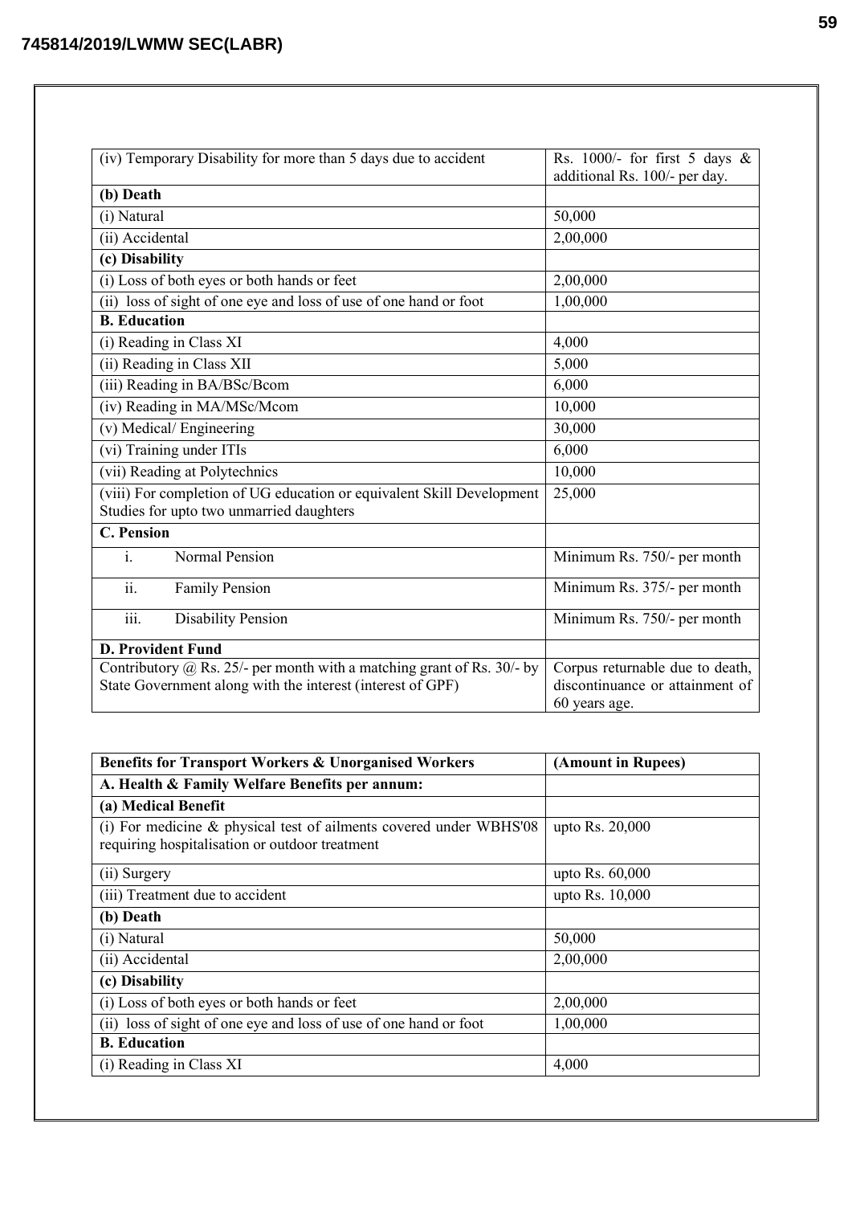| | |
|---|---|
| (iv) Temporary Disability for more than 5 days due to accident | Rs. 1000/- for first 5 days & additional Rs. 100/- per day. |
| **(b) Death** | |
| (i) Natural | 50,000 |
| (ii) Accidental | 2,00,000 |
| **(c) Disability** | |
| (i) Loss of both eyes or both hands or feet | 2,00,000 |
| (ii) loss of sight of one eye and loss of use of one hand or foot | 1,00,000 |
| **B. Education** | |
| (i) Reading in Class XI | 4,000 |
| (ii) Reading in Class XII | 5,000 |
| (iii) Reading in BA/BSc/Bcom | 6,000 |
| (iv) Reading in MA/MSc/Mcom | 10,000 |
| (v) Medical/ Engineering | 30,000 |
| (vi) Training under ITIs | 6,000 |
| (vii) Reading at Polytechnics | 10,000 |
| (viii) For completion of UG education or equivalent Skill Development Studies for upto two unmarried daughters | 25,000 |
| **C. Pension** | |
| i. Normal Pension | Minimum Rs. 750/- per month |
| ii. Family Pension | Minimum Rs. 375/- per month |
| iii. Disability Pension | Minimum Rs. 750/- per month |
| **D. Provident Fund** | |
| Contributory @ Rs. 25/- per month with a matching grant of Rs. 30/- by State Government along with the interest (interest of GPF) | Corpus returnable due to death, discontinuance or attainment of 60 years age. |

| **Benefits for Transport Workers & Unorganised Workers** | **(Amount in Rupees)** |
|---|---|
| **A. Health & Family Welfare Benefits per annum:** | |
| **(a) Medical Benefit** | |
| (i) For medicine & physical test of ailments covered under WBHS'08 requiring hospitalisation or outdoor treatment | upto Rs. 20,000 |
| (ii) Surgery | upto Rs. 60,000 |
| (iii) Treatment due to accident | upto Rs. 10,000 |
| **(b) Death** | |
| (i) Natural | 50,000 |
| (ii) Accidental | 2,00,000 |
| **(c) Disability** | |
| (i) Loss of both eyes or both hands or feet | 2,00,000 |
| (ii) loss of sight of one eye and loss of use of one hand or foot | 1,00,000 |
| **B. Education** | |
| (i) Reading in Class XI | 4,000 |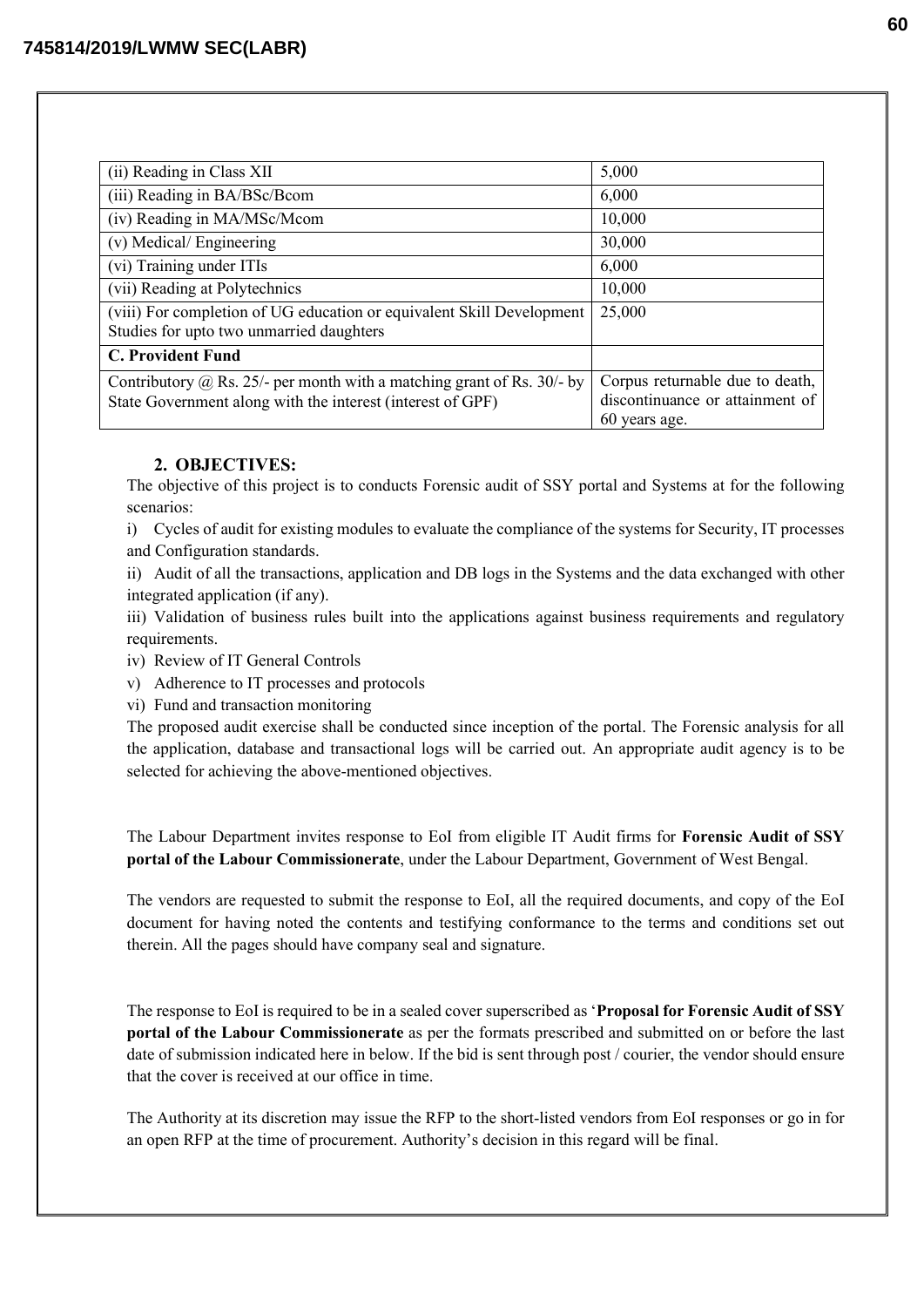| | |
|---|---|
| (ii) Reading in Class XII | 5,000 |
| (iii) Reading in BA/BSc/Bcom | 6,000 |
| (iv) Reading in MA/MSc/Mcom | 10,000 |
| (v) Medical/ Engineering | 30,000 |
| (vi) Training under ITIs | 6,000 |
| (vii) Reading at Polytechnics | 10,000 |
| (viii) For completion of UG education or equivalent Skill Development Studies for upto two unmarried daughters | 25,000 |
| **C. Provident Fund** | |
| Contributory @ Rs. 25/- per month with a matching grant of Rs. 30/- by State Government along with the interest (interest of GPF) | Corpus returnable due to death, discontinuance or attainment of 60 years age. |

## 2. OBJECTIVES:

The objective of this project is to conducts Forensic audit of SSY portal and Systems at for the following scenarios:

i) Cycles of audit for existing modules to evaluate the compliance of the systems for Security, IT processes and Configuration standards.

ii) Audit of all the transactions, application and DB logs in the Systems and the data exchanged with other integrated application (if any).

iii) Validation of business rules built into the applications against business requirements and regulatory requirements.

iv) Review of IT General Controls

v) Adherence to IT processes and protocols

vi) Fund and transaction monitoring

The proposed audit exercise shall be conducted since inception of the portal. The Forensic analysis for all the application, database and transactional logs will be carried out. An appropriate audit agency is to be selected for achieving the above-mentioned objectives.

The Labour Department invites response to EoI from eligible IT Audit firms for **Forensic Audit of SSY portal of the Labour Commissionerate**, under the Labour Department, Government of West Bengal.

The vendors are requested to submit the response to EoI, all the required documents, and copy of the EoI document for having noted the contents and testifying conformance to the terms and conditions set out therein. All the pages should have company seal and signature.

The response to EoI is required to be in a sealed cover superscribed as '**Proposal for Forensic Audit of SSY portal of the Labour Commissionerate** as per the formats prescribed and submitted on or before the last date of submission indicated here in below. If the bid is sent through post / courier, the vendor should ensure that the cover is received at our office in time.

The Authority at its discretion may issue the RFP to the short-listed vendors from EoI responses or go in for an open RFP at the time of procurement. Authority's decision in this regard will be final.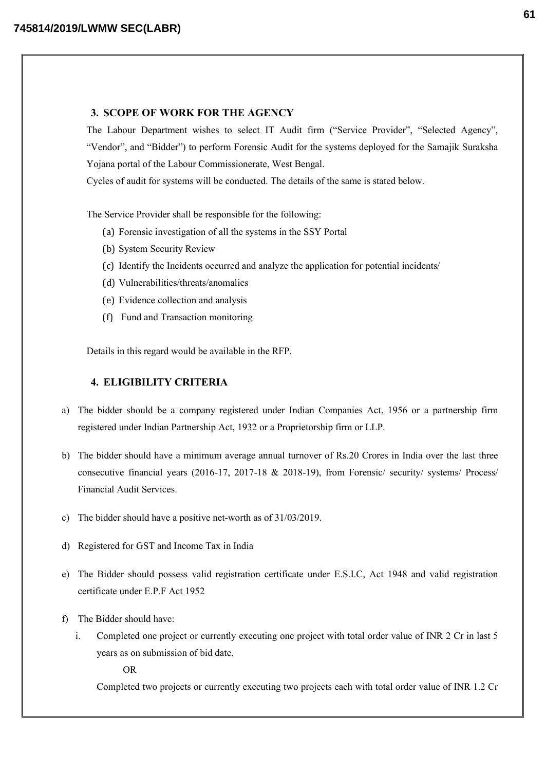## 3. SCOPE OF WORK FOR THE AGENCY

The Labour Department wishes to select IT Audit firm ("Service Provider", "Selected Agency", "Vendor", and "Bidder") to perform Forensic Audit for the systems deployed for the Samajik Suraksha Yojana portal of the Labour Commissionerate, West Bengal.

Cycles of audit for systems will be conducted. The details of the same is stated below.

The Service Provider shall be responsible for the following:

(a) Forensic investigation of all the systems in the SSY Portal
(b) System Security Review
(c) Identify the Incidents occurred and analyze the application for potential incidents/
(d) Vulnerabilities/threats/anomalies
(e) Evidence collection and analysis
(f) Fund and Transaction monitoring

Details in this regard would be available in the RFP.

## 4. ELIGIBILITY CRITERIA

a) The bidder should be a company registered under Indian Companies Act, 1956 or a partnership firm registered under Indian Partnership Act, 1932 or a Proprietorship firm or LLP.

b) The bidder should have a minimum average annual turnover of Rs.20 Crores in India over the last three consecutive financial years (2016-17, 2017-18 & 2018-19), from Forensic/ security/ systems/ Process/ Financial Audit Services.

c) The bidder should have a positive net-worth as of 31/03/2019.

d) Registered for GST and Income Tax in India

e) The Bidder should possess valid registration certificate under E.S.I.C, Act 1948 and valid registration certificate under E.P.F Act 1952

f) The Bidder should have:

   i. Completed one project or currently executing one project with total order value of INR 2 Cr in last 5 years as on submission of bid date.

      OR

      Completed two projects or currently executing two projects each with total order value of INR 1.2 Cr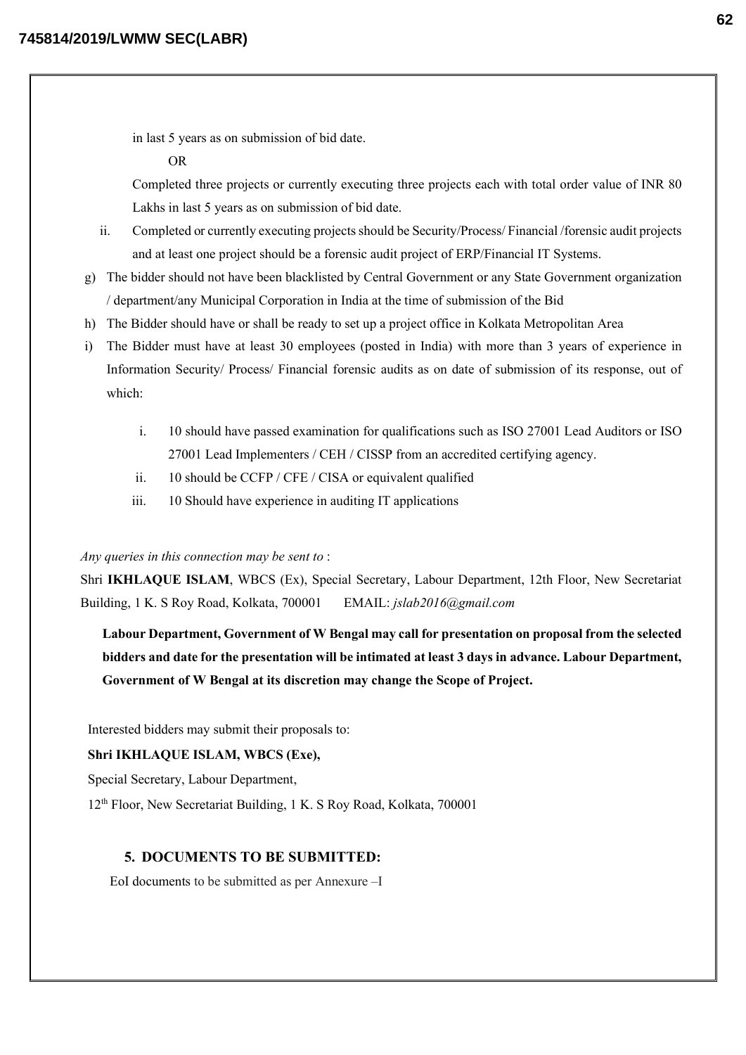in last 5 years as on submission of bid date.

OR

Completed three projects or currently executing three projects each with total order value of INR 80 Lakhs in last 5 years as on submission of bid date.

ii. Completed or currently executing projects should be Security/Process/ Financial /forensic audit projects and at least one project should be a forensic audit project of ERP/Financial IT Systems.

g) The bidder should not have been blacklisted by Central Government or any State Government organization / department/any Municipal Corporation in India at the time of submission of the Bid

h) The Bidder should have or shall be ready to set up a project office in Kolkata Metropolitan Area

i) The Bidder must have at least 30 employees (posted in India) with more than 3 years of experience in Information Security/ Process/ Financial forensic audits as on date of submission of its response, out of which:

   i. 10 should have passed examination for qualifications such as ISO 27001 Lead Auditors or ISO 27001 Lead Implementers / CEH / CISSP from an accredited certifying agency.
   ii. 10 should be CCFP / CFE / CISA or equivalent qualified
   iii. 10 Should have experience in auditing IT applications

*Any queries in this connection may be sent to* :

Shri **IKHLAQUE ISLAM**, WBCS (Ex), Special Secretary, Labour Department, 12th Floor, New Secretariat Building, 1 K. S Roy Road, Kolkata, 700001 EMAIL: *jslab2016@gmail.com*

**Labour Department, Government of W Bengal may call for presentation on proposal from the selected bidders and date for the presentation will be intimated at least 3 days in advance. Labour Department, Government of W Bengal at its discretion may change the Scope of Project.**

Interested bidders may submit their proposals to:

**Shri IKHLAQUE ISLAM, WBCS (Exe),**

Special Secretary, Labour Department,

12th Floor, New Secretariat Building, 1 K. S Roy Road, Kolkata, 700001

## 5. DOCUMENTS TO BE SUBMITTED:

EoI documents to be submitted as per Annexure –I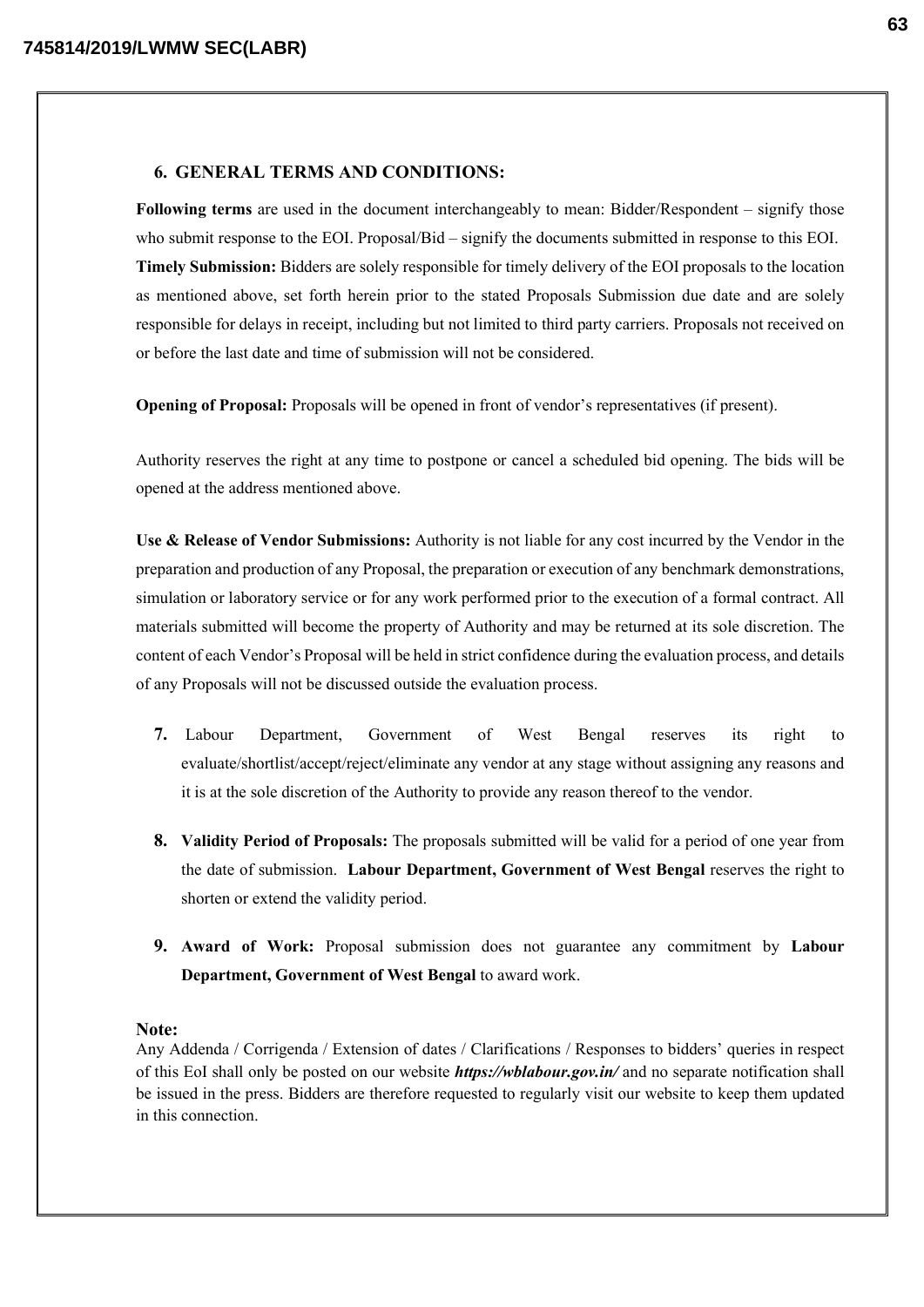## 6. GENERAL TERMS AND CONDITIONS:

**Following terms** are used in the document interchangeably to mean: Bidder/Respondent – signify those who submit response to the EOI. Proposal/Bid – signify the documents submitted in response to this EOI.

**Timely Submission:** Bidders are solely responsible for timely delivery of the EOI proposals to the location as mentioned above, set forth herein prior to the stated Proposals Submission due date and are solely responsible for delays in receipt, including but not limited to third party carriers. Proposals not received on or before the last date and time of submission will not be considered.

**Opening of Proposal:** Proposals will be opened in front of vendor's representatives (if present).

Authority reserves the right at any time to postpone or cancel a scheduled bid opening. The bids will be opened at the address mentioned above.

**Use & Release of Vendor Submissions:** Authority is not liable for any cost incurred by the Vendor in the preparation and production of any Proposal, the preparation or execution of any benchmark demonstrations, simulation or laboratory service or for any work performed prior to the execution of a formal contract. All materials submitted will become the property of Authority and may be returned at its sole discretion. The content of each Vendor's Proposal will be held in strict confidence during the evaluation process, and details of any Proposals will not be discussed outside the evaluation process.

7. Labour Department, Government of West Bengal reserves its right to evaluate/shortlist/accept/reject/eliminate any vendor at any stage without assigning any reasons and it is at the sole discretion of the Authority to provide any reason thereof to the vendor.

8. **Validity Period of Proposals:** The proposals submitted will be valid for a period of one year from the date of submission. **Labour Department, Government of West Bengal** reserves the right to shorten or extend the validity period.

9. **Award of Work:** Proposal submission does not guarantee any commitment by **Labour Department, Government of West Bengal** to award work.

**Note:**
Any Addenda / Corrigenda / Extension of dates / Clarifications / Responses to bidders' queries in respect of this EoI shall only be posted on our website ***https://wblabour.gov.in/*** and no separate notification shall be issued in the press. Bidders are therefore requested to regularly visit our website to keep them updated in this connection.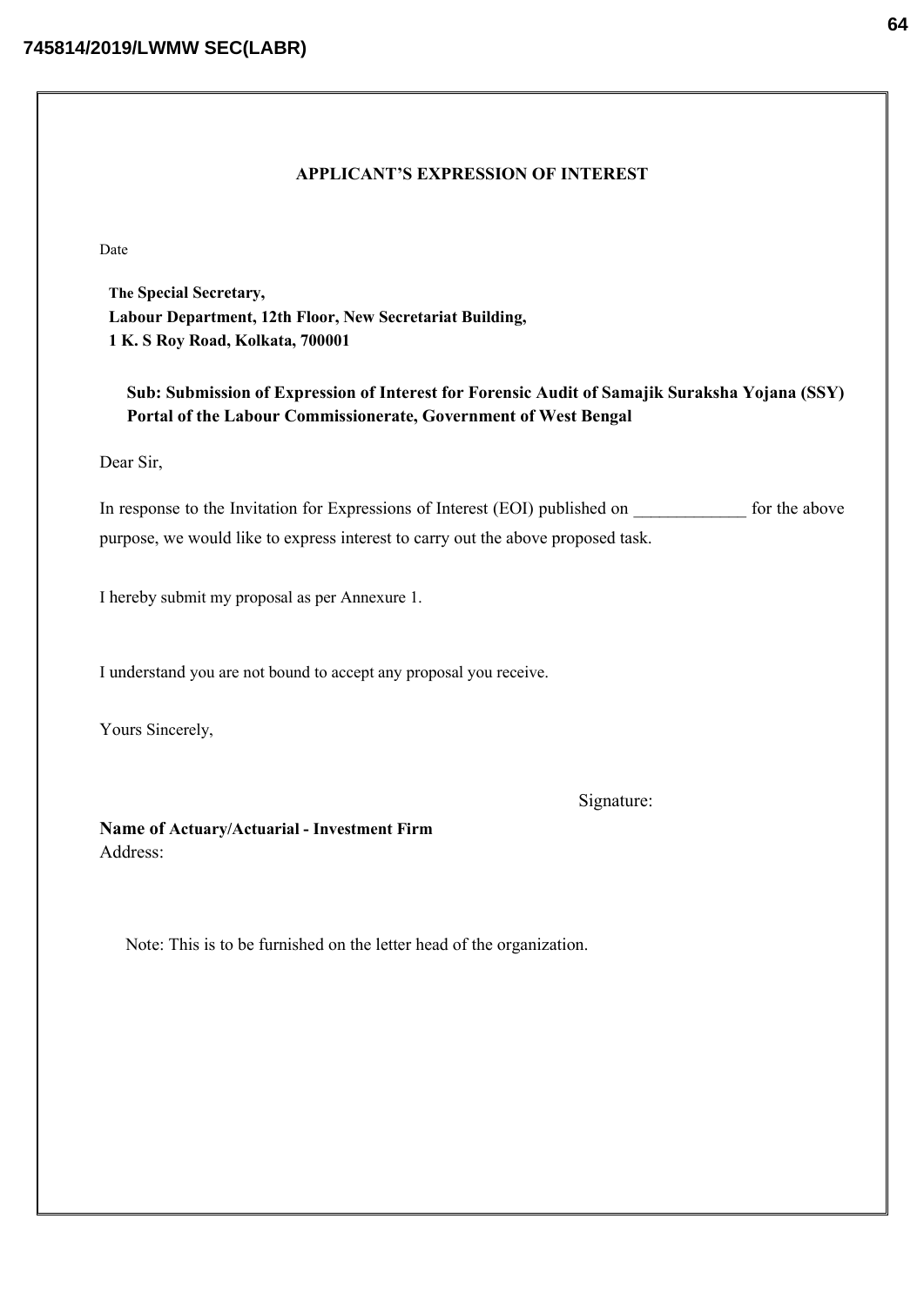## APPLICANT'S EXPRESSION OF INTEREST

Date

**The Special Secretary,**
**Labour Department, 12th Floor, New Secretariat Building,**
**1 K. S Roy Road, Kolkata, 700001**

**Sub: Submission of Expression of Interest for Forensic Audit of Samajik Suraksha Yojana (SSY) Portal of the Labour Commissionerate, Government of West Bengal**

Dear Sir,

In response to the Invitation for Expressions of Interest (EOI) published on _____________ for the above purpose, we would like to express interest to carry out the above proposed task.

I hereby submit my proposal as per Annexure 1.

I understand you are not bound to accept any proposal you receive.

Yours Sincerely,

Signature:

**Name of Actuary/Actuarial - Investment Firm**
Address:

Note: This is to be furnished on the letter head of the organization.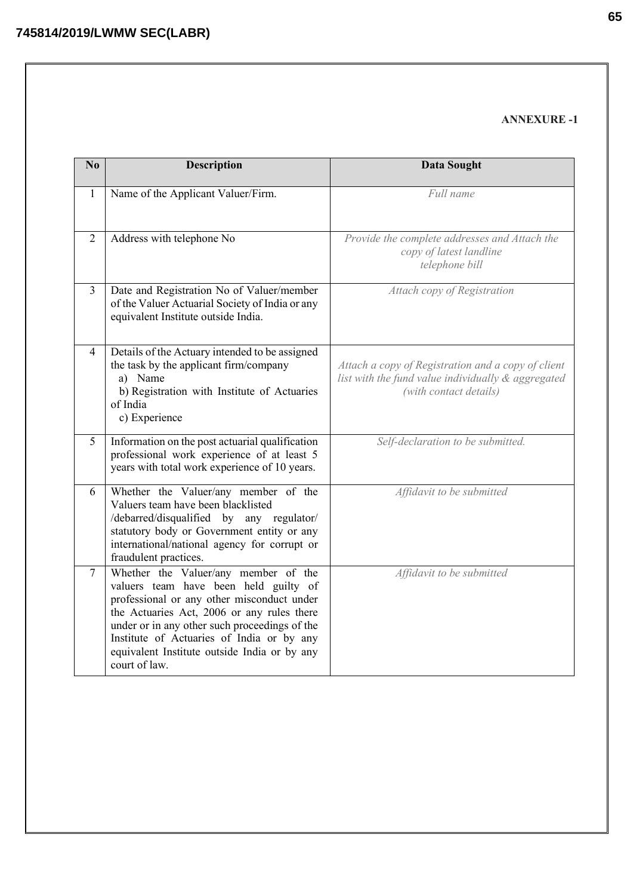**ANNEXURE -1**

| No | Description | Data Sought |
|---|---|---|
| 1 | Name of the Applicant Valuer/Firm. | *Full name* |
| 2 | Address with telephone No | *Provide the complete addresses and Attach the copy of latest landline telephone bill* |
| 3 | Date and Registration No of Valuer/member of the Valuer Actuarial Society of India or any equivalent Institute outside India. | *Attach copy of Registration* |
| 4 | Details of the Actuary intended to be assigned the task by the applicant firm/company<br>a) Name<br>b) Registration with Institute of Actuaries of India<br>c) Experience | *Attach a copy of Registration and a copy of client list with the fund value individually & aggregated (with contact details)* |
| 5 | Information on the post actuarial qualification professional work experience of at least 5 years with total work experience of 10 years. | *Self-declaration to be submitted.* |
| 6 | Whether the Valuer/any member of the Valuers team have been blacklisted /debarred/disqualified by any regulator/ statutory body or Government entity or any international/national agency for corrupt or fraudulent practices. | *Affidavit to be submitted* |
| 7 | Whether the Valuer/any member of the valuers team have been held guilty of professional or any other misconduct under the Actuaries Act, 2006 or any rules there under or in any other such proceedings of the Institute of Actuaries of India or by any equivalent Institute outside India or by any court of law. | *Affidavit to be submitted* |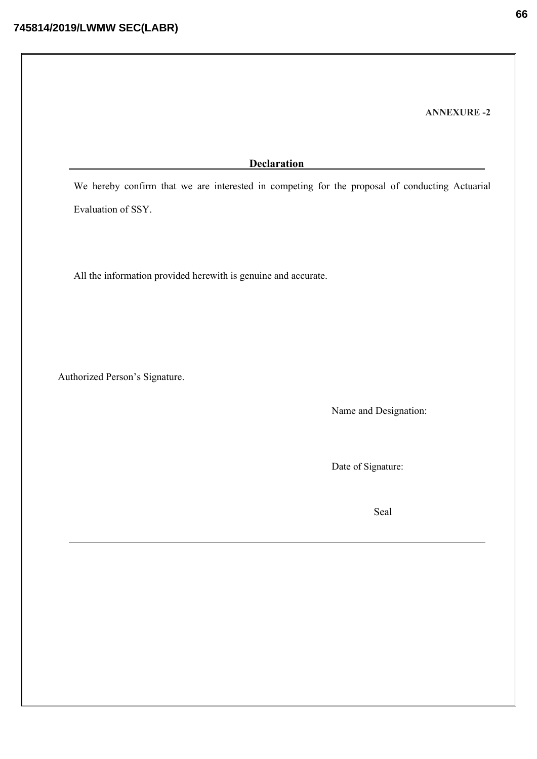**ANNEXURE -2**

## Declaration

We hereby confirm that we are interested in competing for the proposal of conducting Actuarial Evaluation of SSY.

All the information provided herewith is genuine and accurate.

Authorized Person's Signature.

Name and Designation:

Date of Signature:

Seal